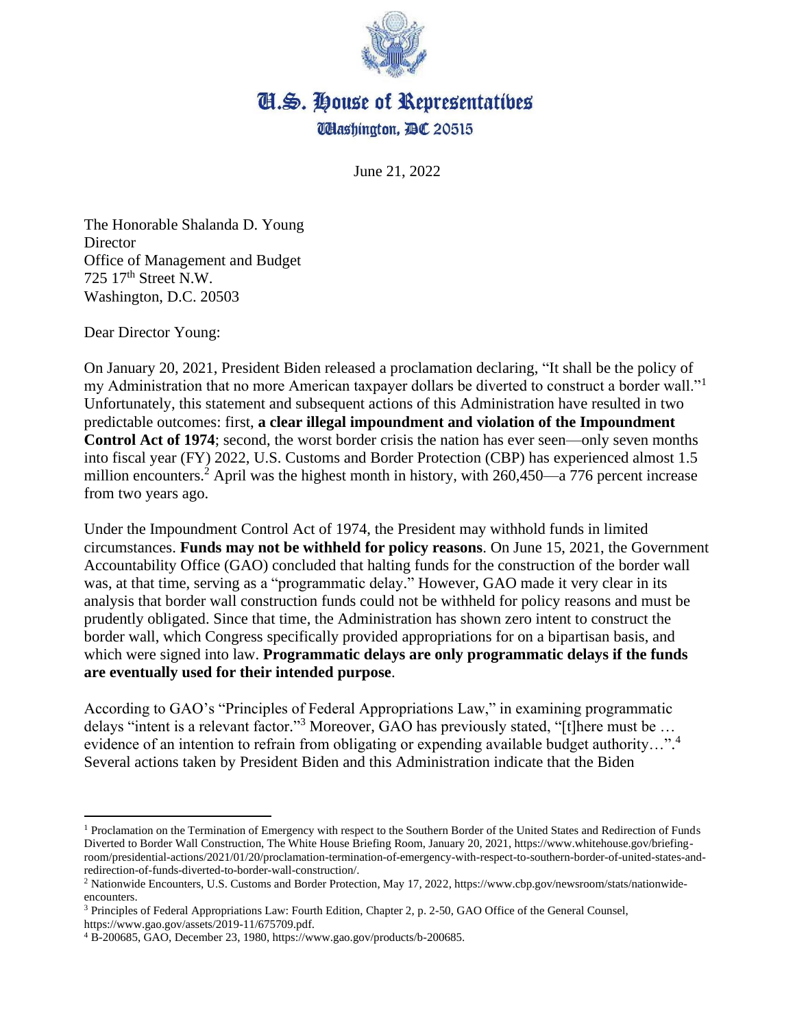# U.S. House of Representatives

Washington, DC 20515

June 21, 2022

The Honorable Shalanda D. Young
Director
Office of Management and Budget
725 17th Street N.W.
Washington, D.C. 20503

Dear Director Young:

On January 20, 2021, President Biden released a proclamation declaring, "It shall be the policy of my Administration that no more American taxpayer dollars be diverted to construct a border wall."[1] Unfortunately, this statement and subsequent actions of this Administration have resulted in two predictable outcomes: first, **a clear illegal impoundment and violation of the Impoundment Control Act of 1974**; second, the worst border crisis the nation has ever seen—only seven months into fiscal year (FY) 2022, U.S. Customs and Border Protection (CBP) has experienced almost 1.5 million encounters.[2] April was the highest month in history, with 260,450—a 776 percent increase from two years ago.

Under the Impoundment Control Act of 1974, the President may withhold funds in limited circumstances. **Funds may not be withheld for policy reasons**. On June 15, 2021, the Government Accountability Office (GAO) concluded that halting funds for the construction of the border wall was, at that time, serving as a "programmatic delay." However, GAO made it very clear in its analysis that border wall construction funds could not be withheld for policy reasons and must be prudently obligated. Since that time, the Administration has shown zero intent to construct the border wall, which Congress specifically provided appropriations for on a bipartisan basis, and which were signed into law. **Programmatic delays are only programmatic delays if the funds are eventually used for their intended purpose**.

According to GAO's "Principles of Federal Appropriations Law," in examining programmatic delays "intent is a relevant factor."[3] Moreover, GAO has previously stated, "[t]here must be … evidence of an intention to refrain from obligating or expending available budget authority…".[4] Several actions taken by President Biden and this Administration indicate that the Biden

---

[1] Proclamation on the Termination of Emergency with respect to the Southern Border of the United States and Redirection of Funds Diverted to Border Wall Construction, The White House Briefing Room, January 20, 2021, https://www.whitehouse.gov/briefing-room/presidential-actions/2021/01/20/proclamation-termination-of-emergency-with-respect-to-southern-border-of-united-states-and-redirection-of-funds-diverted-to-border-wall-construction/.

[2] Nationwide Encounters, U.S. Customs and Border Protection, May 17, 2022, https://www.cbp.gov/newsroom/stats/nationwide-encounters.

[3] Principles of Federal Appropriations Law: Fourth Edition, Chapter 2, p. 2-50, GAO Office of the General Counsel, https://www.gao.gov/assets/2019-11/675709.pdf.

[4] B-200685, GAO, December 23, 1980, https://www.gao.gov/products/b-200685.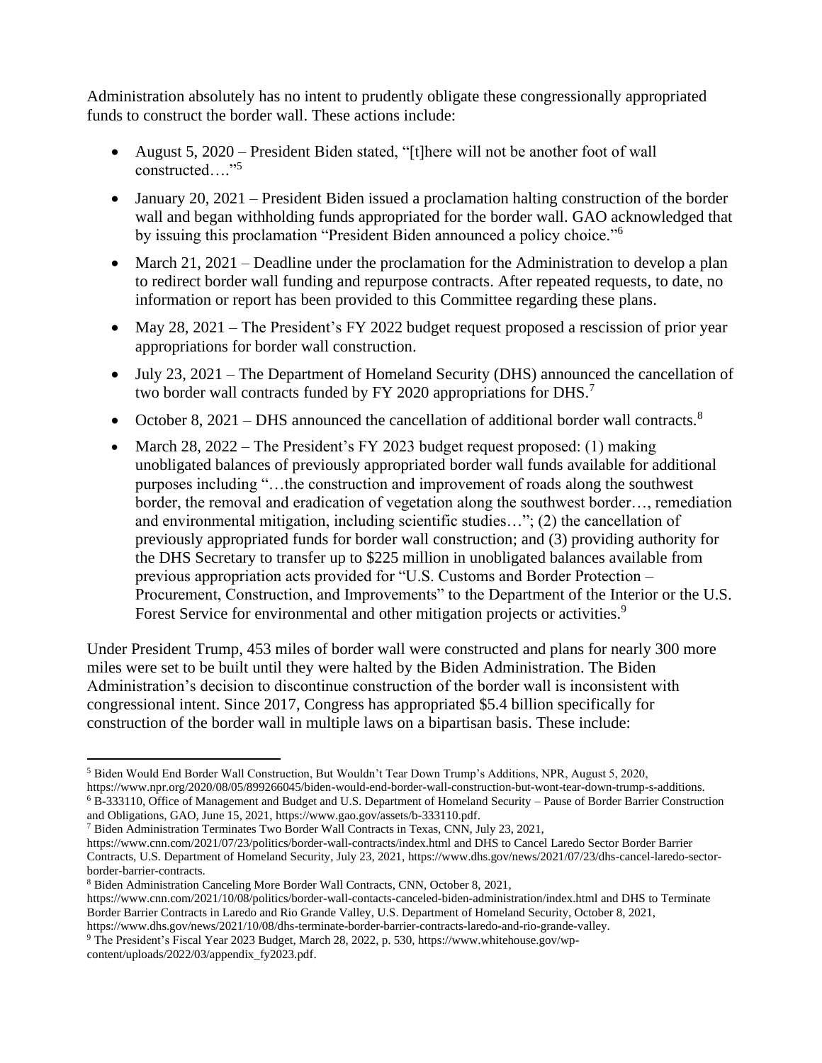Administration absolutely has no intent to prudently obligate these congressionally appropriated funds to construct the border wall. These actions include:

- August 5, 2020 – President Biden stated, "[t]here will not be another foot of wall constructed…."[5]
- January 20, 2021 – President Biden issued a proclamation halting construction of the border wall and began withholding funds appropriated for the border wall. GAO acknowledged that by issuing this proclamation "President Biden announced a policy choice."[6]
- March 21, 2021 – Deadline under the proclamation for the Administration to develop a plan to redirect border wall funding and repurpose contracts. After repeated requests, to date, no information or report has been provided to this Committee regarding these plans.
- May 28, 2021 – The President's FY 2022 budget request proposed a rescission of prior year appropriations for border wall construction.
- July 23, 2021 – The Department of Homeland Security (DHS) announced the cancellation of two border wall contracts funded by FY 2020 appropriations for DHS.[7]
- October 8, 2021 – DHS announced the cancellation of additional border wall contracts.[8]
- March 28, 2022 – The President's FY 2023 budget request proposed: (1) making unobligated balances of previously appropriated border wall funds available for additional purposes including "…the construction and improvement of roads along the southwest border, the removal and eradication of vegetation along the southwest border…, remediation and environmental mitigation, including scientific studies…"; (2) the cancellation of previously appropriated funds for border wall construction; and (3) providing authority for the DHS Secretary to transfer up to $225 million in unobligated balances available from previous appropriation acts provided for "U.S. Customs and Border Protection – Procurement, Construction, and Improvements" to the Department of the Interior or the U.S. Forest Service for environmental and other mitigation projects or activities.[9]

Under President Trump, 453 miles of border wall were constructed and plans for nearly 300 more miles were set to be built until they were halted by the Biden Administration. The Biden Administration's decision to discontinue construction of the border wall is inconsistent with congressional intent. Since 2017, Congress has appropriated $5.4 billion specifically for construction of the border wall in multiple laws on a bipartisan basis. These include:

---

[5] Biden Would End Border Wall Construction, But Wouldn't Tear Down Trump's Additions, NPR, August 5, 2020, https://www.npr.org/2020/08/05/899266045/biden-would-end-border-wall-construction-but-wont-tear-down-trump-s-additions.

[6] B-333110, Office of Management and Budget and U.S. Department of Homeland Security – Pause of Border Barrier Construction and Obligations, GAO, June 15, 2021, https://www.gao.gov/assets/b-333110.pdf.

[7] Biden Administration Terminates Two Border Wall Contracts in Texas, CNN, July 23, 2021, https://www.cnn.com/2021/07/23/politics/border-wall-contracts/index.html and DHS to Cancel Laredo Sector Border Barrier Contracts, U.S. Department of Homeland Security, July 23, 2021, https://www.dhs.gov/news/2021/07/23/dhs-cancel-laredo-sector-border-barrier-contracts.

[8] Biden Administration Canceling More Border Wall Contracts, CNN, October 8, 2021, https://www.cnn.com/2021/10/08/politics/border-wall-contacts-canceled-biden-administration/index.html and DHS to Terminate Border Barrier Contracts in Laredo and Rio Grande Valley, U.S. Department of Homeland Security, October 8, 2021, https://www.dhs.gov/news/2021/10/08/dhs-terminate-border-barrier-contracts-laredo-and-rio-grande-valley.

[9] The President's Fiscal Year 2023 Budget, March 28, 2022, p. 530, https://www.whitehouse.gov/wp-content/uploads/2022/03/appendix_fy2023.pdf.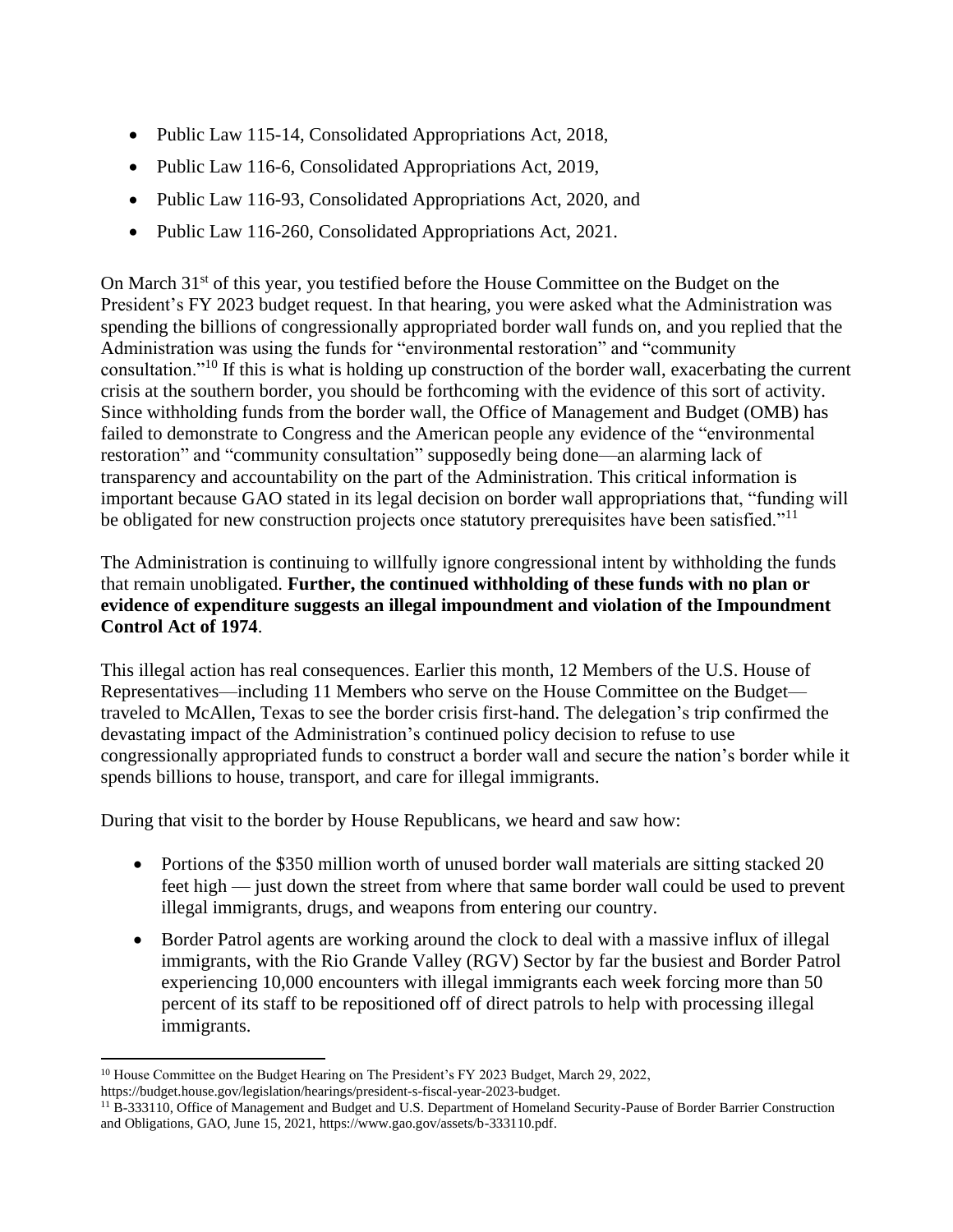- Public Law 115-14, Consolidated Appropriations Act, 2018,
- Public Law 116-6, Consolidated Appropriations Act, 2019,
- Public Law 116-93, Consolidated Appropriations Act, 2020, and
- Public Law 116-260, Consolidated Appropriations Act, 2021.

On March 31st of this year, you testified before the House Committee on the Budget on the President's FY 2023 budget request. In that hearing, you were asked what the Administration was spending the billions of congressionally appropriated border wall funds on, and you replied that the Administration was using the funds for "environmental restoration" and "community consultation."[10] If this is what is holding up construction of the border wall, exacerbating the current crisis at the southern border, you should be forthcoming with the evidence of this sort of activity. Since withholding funds from the border wall, the Office of Management and Budget (OMB) has failed to demonstrate to Congress and the American people any evidence of the "environmental restoration" and "community consultation" supposedly being done—an alarming lack of transparency and accountability on the part of the Administration. This critical information is important because GAO stated in its legal decision on border wall appropriations that, "funding will be obligated for new construction projects once statutory prerequisites have been satisfied."[11]

The Administration is continuing to willfully ignore congressional intent by withholding the funds that remain unobligated. **Further, the continued withholding of these funds with no plan or evidence of expenditure suggests an illegal impoundment and violation of the Impoundment Control Act of 1974**.

This illegal action has real consequences. Earlier this month, 12 Members of the U.S. House of Representatives—including 11 Members who serve on the House Committee on the Budget—traveled to McAllen, Texas to see the border crisis first-hand. The delegation's trip confirmed the devastating impact of the Administration's continued policy decision to refuse to use congressionally appropriated funds to construct a border wall and secure the nation's border while it spends billions to house, transport, and care for illegal immigrants.

During that visit to the border by House Republicans, we heard and saw how:

- Portions of the $350 million worth of unused border wall materials are sitting stacked 20 feet high — just down the street from where that same border wall could be used to prevent illegal immigrants, drugs, and weapons from entering our country.
- Border Patrol agents are working around the clock to deal with a massive influx of illegal immigrants, with the Rio Grande Valley (RGV) Sector by far the busiest and Border Patrol experiencing 10,000 encounters with illegal immigrants each week forcing more than 50 percent of its staff to be repositioned off of direct patrols to help with processing illegal immigrants.

---

[10] House Committee on the Budget Hearing on The President's FY 2023 Budget, March 29, 2022, https://budget.house.gov/legislation/hearings/president-s-fiscal-year-2023-budget.

[11] B-333110, Office of Management and Budget and U.S. Department of Homeland Security-Pause of Border Barrier Construction and Obligations, GAO, June 15, 2021, https://www.gao.gov/assets/b-333110.pdf.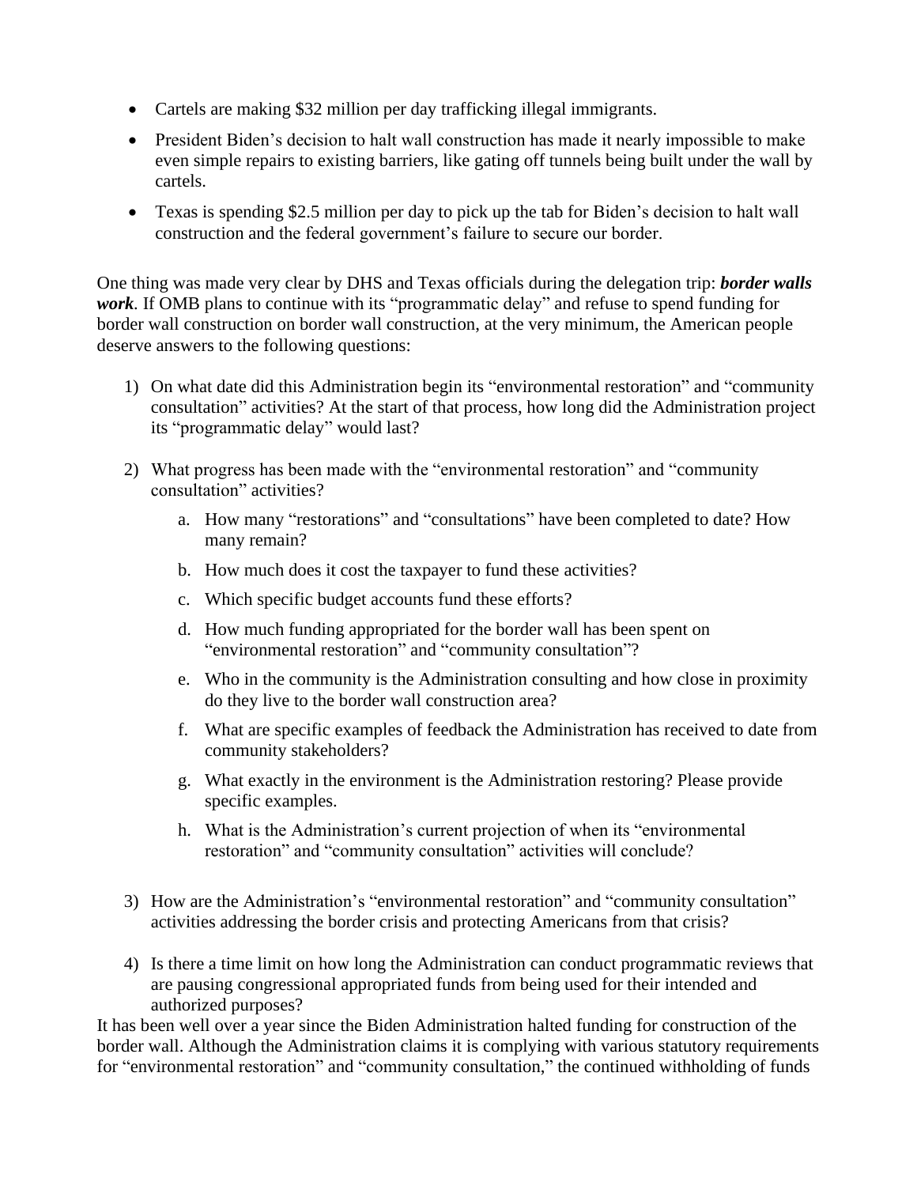- Cartels are making $32 million per day trafficking illegal immigrants.
- President Biden's decision to halt wall construction has made it nearly impossible to make even simple repairs to existing barriers, like gating off tunnels being built under the wall by cartels.
- Texas is spending $2.5 million per day to pick up the tab for Biden's decision to halt wall construction and the federal government's failure to secure our border.

One thing was made very clear by DHS and Texas officials during the delegation trip: ***border walls work***. If OMB plans to continue with its "programmatic delay" and refuse to spend funding for border wall construction on border wall construction, at the very minimum, the American people deserve answers to the following questions:

1) On what date did this Administration begin its "environmental restoration" and "community consultation" activities? At the start of that process, how long did the Administration project its "programmatic delay" would last?

2) What progress has been made with the "environmental restoration" and "community consultation" activities?

    a. How many "restorations" and "consultations" have been completed to date? How many remain?

    b. How much does it cost the taxpayer to fund these activities?

    c. Which specific budget accounts fund these efforts?

    d. How much funding appropriated for the border wall has been spent on "environmental restoration" and "community consultation"?

    e. Who in the community is the Administration consulting and how close in proximity do they live to the border wall construction area?

    f. What are specific examples of feedback the Administration has received to date from community stakeholders?

    g. What exactly in the environment is the Administration restoring? Please provide specific examples.

    h. What is the Administration's current projection of when its "environmental restoration" and "community consultation" activities will conclude?

3) How are the Administration's "environmental restoration" and "community consultation" activities addressing the border crisis and protecting Americans from that crisis?

4) Is there a time limit on how long the Administration can conduct programmatic reviews that are pausing congressional appropriated funds from being used for their intended and authorized purposes?

It has been well over a year since the Biden Administration halted funding for construction of the border wall. Although the Administration claims it is complying with various statutory requirements for "environmental restoration" and "community consultation," the continued withholding of funds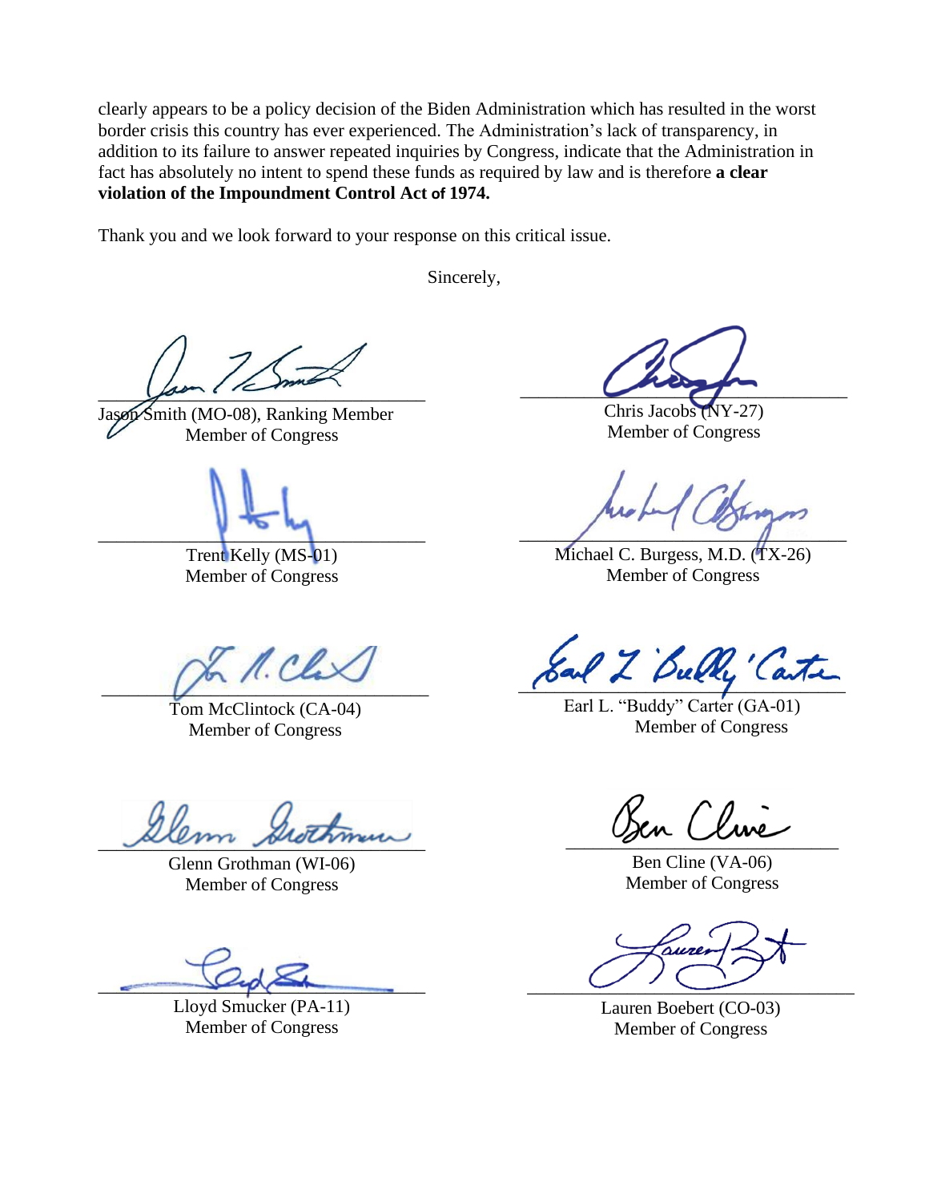clearly appears to be a policy decision of the Biden Administration which has resulted in the worst border crisis this country has ever experienced. The Administration's lack of transparency, in addition to its failure to answer repeated inquiries by Congress, indicate that the Administration in fact has absolutely no intent to spend these funds as required by law and is therefore **a clear violation of the Impoundment Control Act of 1974.**

Thank you and we look forward to your response on this critical issue.

Sincerely,

Jason Smith (MO-08), Ranking Member
Member of Congress

Chris Jacobs (NY-27)
Member of Congress

Trent Kelly (MS-01)
Member of Congress

Michael C. Burgess, M.D. (TX-26)
Member of Congress

Tom McClintock (CA-04)
Member of Congress

Earl L. "Buddy" Carter (GA-01)
Member of Congress

Glenn Grothman (WI-06)
Member of Congress

Ben Cline (VA-06)
Member of Congress

Lloyd Smucker (PA-11)
Member of Congress

Lauren Boebert (CO-03)
Member of Congress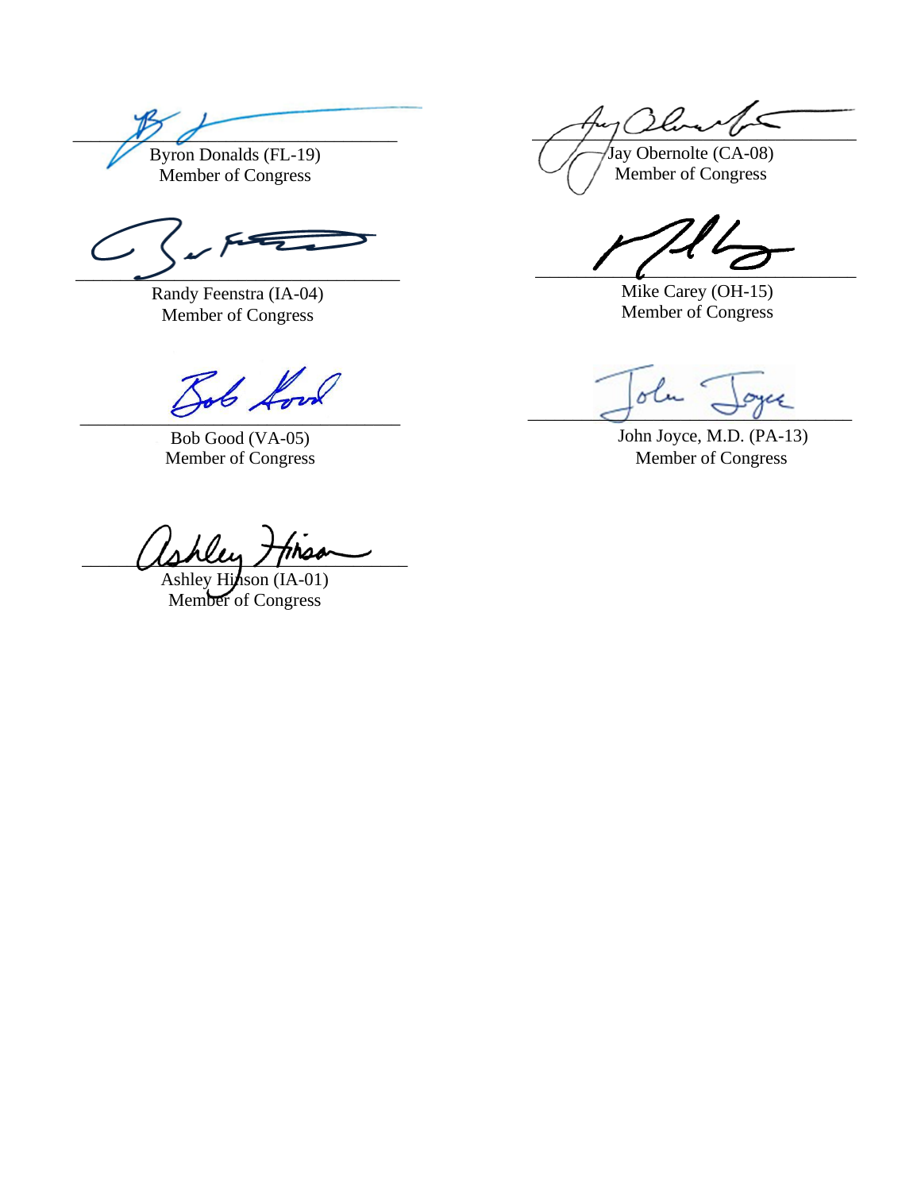Byron Donalds (FL-19)
Member of Congress

Jay Obernolte (CA-08)
Member of Congress

Randy Feenstra (IA-04)
Member of Congress

Mike Carey (OH-15)
Member of Congress

Bob Good (VA-05)
Member of Congress

John Joyce, M.D. (PA-13)
Member of Congress

Ashley Hinson (IA-01)
Member of Congress